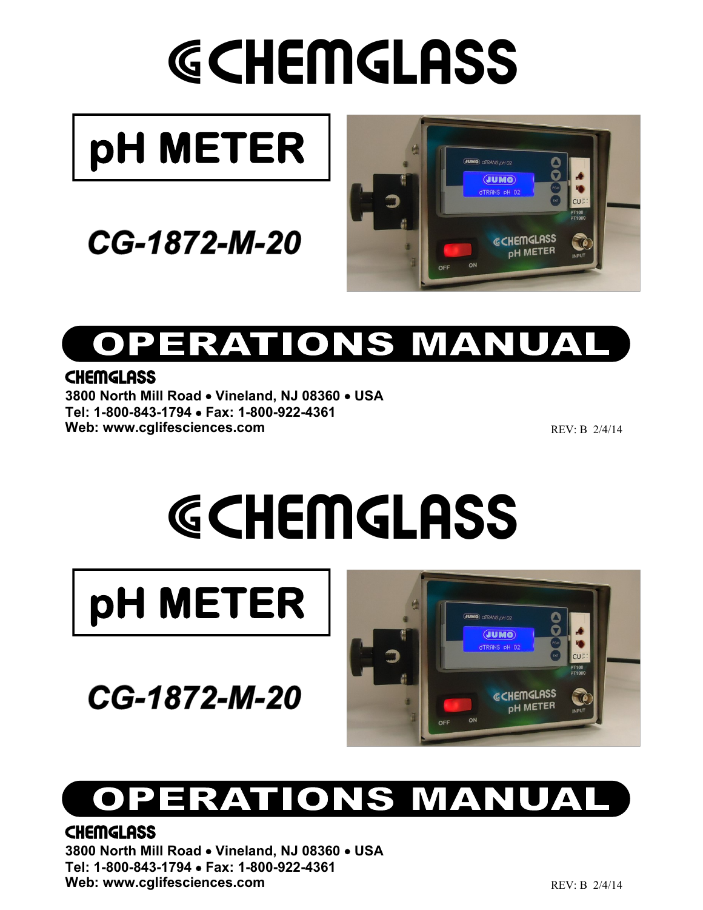# CHEMGLASS

## pH METER

## CG-1872-M-20

# OPERATIONS MANUAL

**CHEMGLASS**
**3800 North Mill Road • Vineland, NJ 08360 • USA**
**Tel: 1-800-843-1794 • Fax: 1-800-922-4361**
**Web: www.cglifesciences.com**

REV: B 2/4/14

# CHEMGLASS

## pH METER

## CG-1872-M-20

# OPERATIONS MANUAL

**CHEMGLASS**
**3800 North Mill Road • Vineland, NJ 08360 • USA**
**Tel: 1-800-843-1794 • Fax: 1-800-922-4361**
**Web: www.cglifesciences.com**

REV: B 2/4/14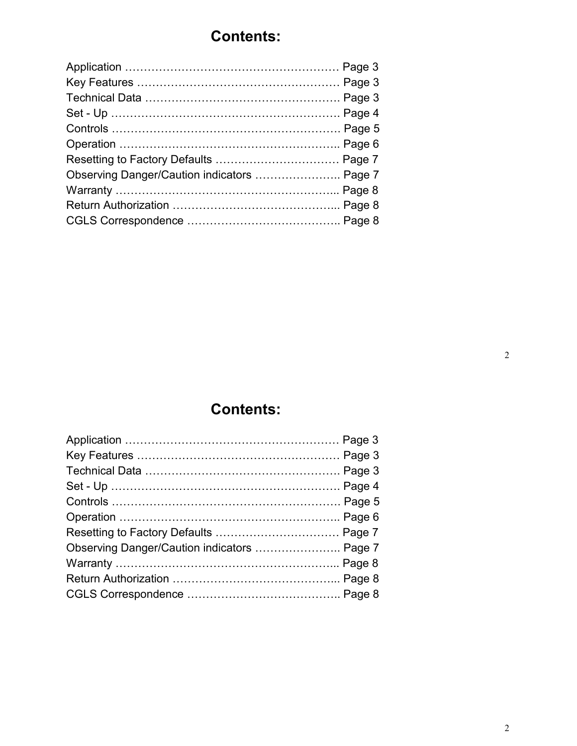# Contents:

Application …………………………………………………. Page 3
Key Features ………………………………………………. Page 3
Technical Data ……………………………………………. Page 3
Set - Up ……………………………………………………. Page 4
Controls ……………………………………………………. Page 5
Operation ………………………………………………….. Page 6
Resetting to Factory Defaults …………………………… Page 7
Observing Danger/Caution indicators ………………….. Page 7
Warranty …………………………………………………... Page 8
Return Authorization ……………………………………... Page 8
CGLS Correspondence ………………………………….. Page 8

# Contents:

Application …………………………………………………. Page 3
Key Features ………………………………………………. Page 3
Technical Data ……………………………………………. Page 3
Set - Up ……………………………………………………. Page 4
Controls ……………………………………………………. Page 5
Operation ………………………………………………….. Page 6
Resetting to Factory Defaults …………………………… Page 7
Observing Danger/Caution indicators ………………….. Page 7
Warranty …………………………………………………... Page 8
Return Authorization ……………………………………... Page 8
CGLS Correspondence ………………………………….. Page 8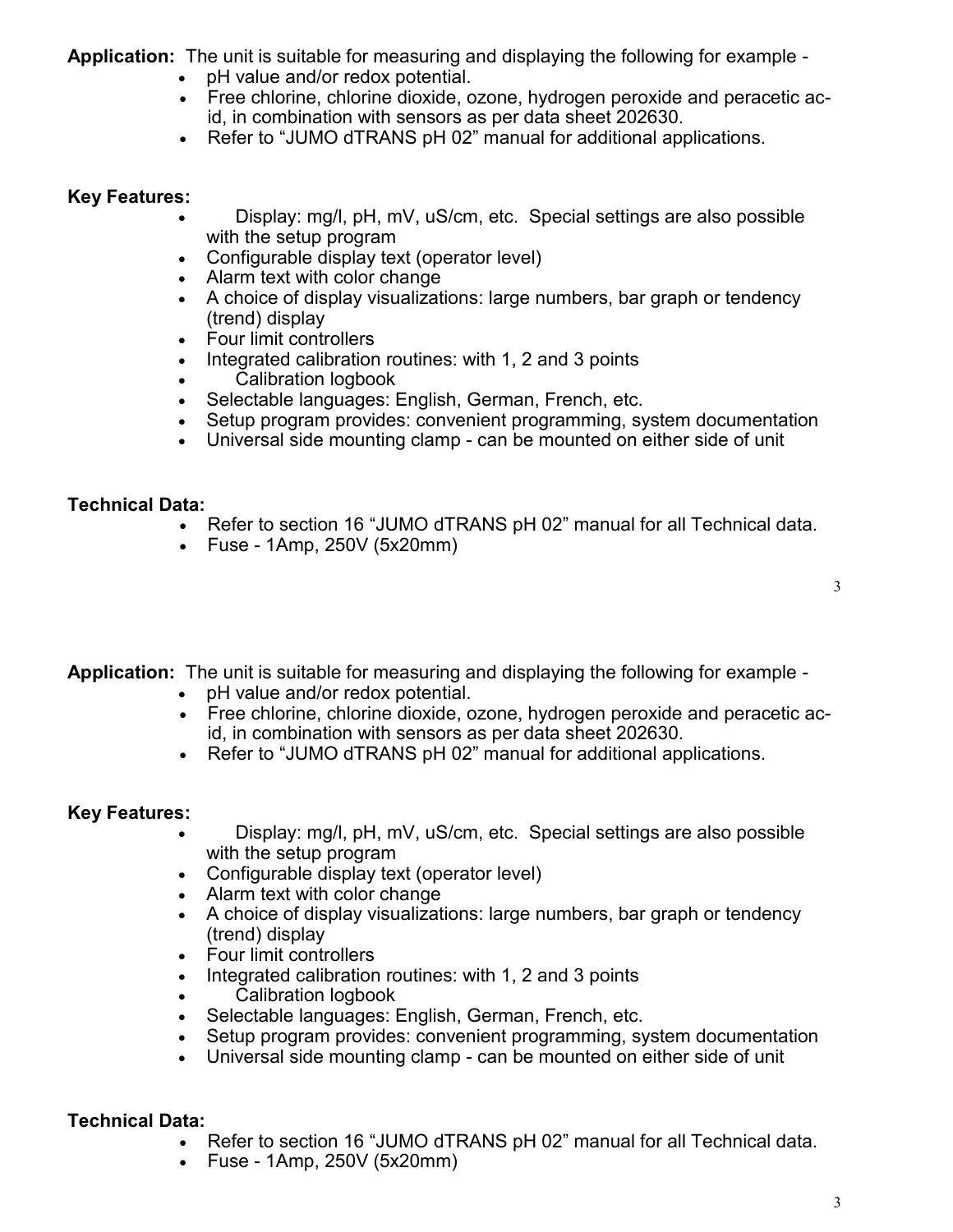**Application:** The unit is suitable for measuring and displaying the following for example -

- pH value and/or redox potential.
- Free chlorine, chlorine dioxide, ozone, hydrogen peroxide and peracetic acid, in combination with sensors as per data sheet 202630.
- Refer to "JUMO dTRANS pH 02" manual for additional applications.

**Key Features:**

- Display: mg/l, pH, mV, uS/cm, etc. Special settings are also possible with the setup program
- Configurable display text (operator level)
- Alarm text with color change
- A choice of display visualizations: large numbers, bar graph or tendency (trend) display
- Four limit controllers
- Integrated calibration routines: with 1, 2 and 3 points
- Calibration logbook
- Selectable languages: English, German, French, etc.
- Setup program provides: convenient programming, system documentation
- Universal side mounting clamp - can be mounted on either side of unit

**Technical Data:**

- Refer to section 16 "JUMO dTRANS pH 02" manual for all Technical data.
- Fuse - 1Amp, 250V (5x20mm)

**Application:** The unit is suitable for measuring and displaying the following for example -

- pH value and/or redox potential.
- Free chlorine, chlorine dioxide, ozone, hydrogen peroxide and peracetic acid, in combination with sensors as per data sheet 202630.
- Refer to "JUMO dTRANS pH 02" manual for additional applications.

**Key Features:**

- Display: mg/l, pH, mV, uS/cm, etc. Special settings are also possible with the setup program
- Configurable display text (operator level)
- Alarm text with color change
- A choice of display visualizations: large numbers, bar graph or tendency (trend) display
- Four limit controllers
- Integrated calibration routines: with 1, 2 and 3 points
- Calibration logbook
- Selectable languages: English, German, French, etc.
- Setup program provides: convenient programming, system documentation
- Universal side mounting clamp - can be mounted on either side of unit

**Technical Data:**

- Refer to section 16 "JUMO dTRANS pH 02" manual for all Technical data.
- Fuse - 1Amp, 250V (5x20mm)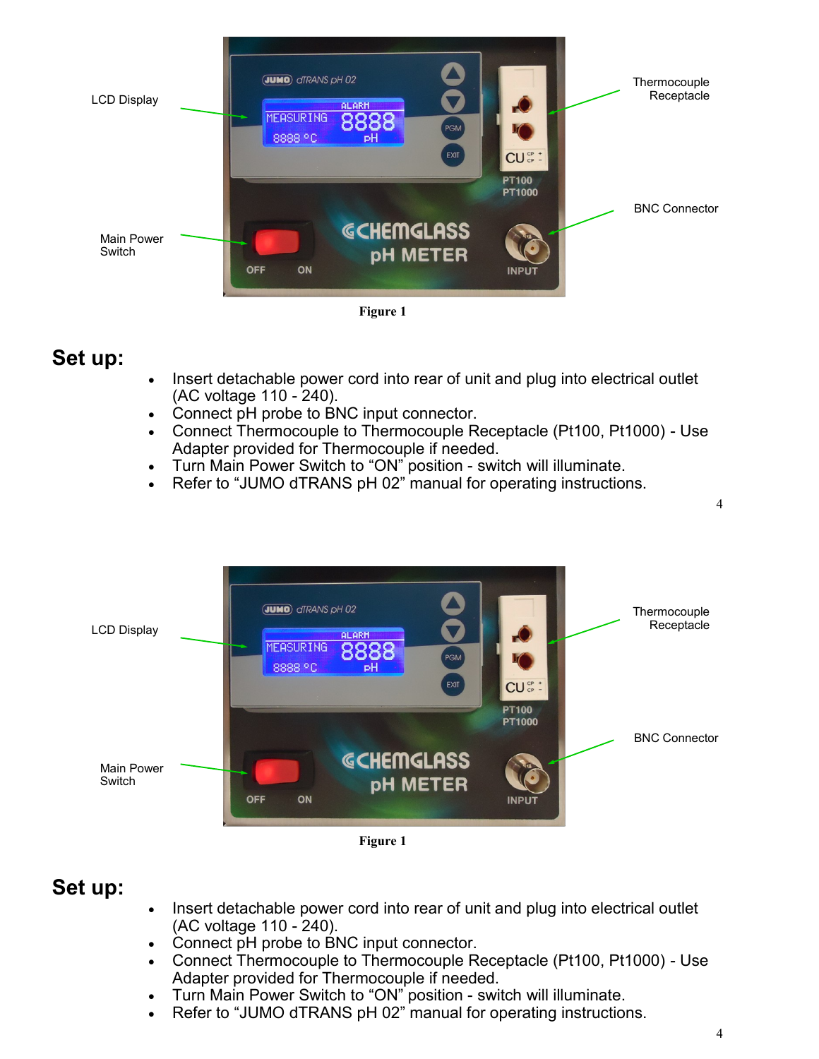Figure 1

## Set up:

- Insert detachable power cord into rear of unit and plug into electrical outlet (AC voltage 110 - 240).
- Connect pH probe to BNC input connector.
- Connect Thermocouple to Thermocouple Receptacle (Pt100, Pt1000) - Use Adapter provided for Thermocouple if needed.
- Turn Main Power Switch to “ON” position - switch will illuminate.
- Refer to “JUMO dTRANS pH 02” manual for operating instructions.

Figure 1

## Set up:

- Insert detachable power cord into rear of unit and plug into electrical outlet (AC voltage 110 - 240).
- Connect pH probe to BNC input connector.
- Connect Thermocouple to Thermocouple Receptacle (Pt100, Pt1000) - Use Adapter provided for Thermocouple if needed.
- Turn Main Power Switch to “ON” position - switch will illuminate.
- Refer to “JUMO dTRANS pH 02” manual for operating instructions.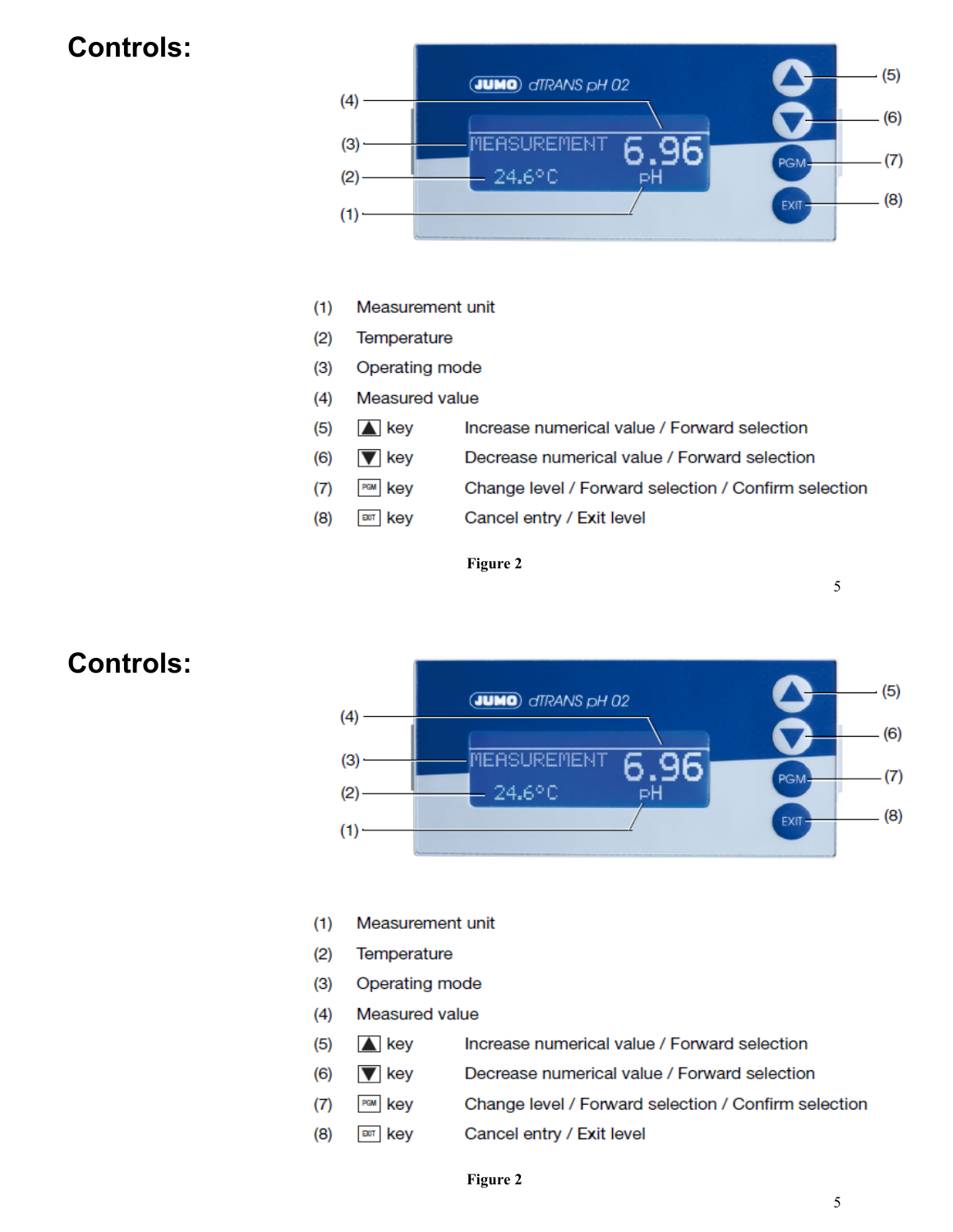## Controls:

(1) Measurement unit

(2) Temperature

(3) Operating mode

(4) Measured value

| | | |
|---|---|---|
| (5) | ▲ key | Increase numerical value / Forward selection |
| (6) | ▼ key | Decrease numerical value / Forward selection |
| (7) | PGM key | Change level / Forward selection / Confirm selection |
| (8) | EXIT key | Cancel entry / Exit level |

**Figure 2**

## Controls:

(1) Measurement unit

(2) Temperature

(3) Operating mode

(4) Measured value

| | | |
|---|---|---|
| (5) | ▲ key | Increase numerical value / Forward selection |
| (6) | ▼ key | Decrease numerical value / Forward selection |
| (7) | PGM key | Change level / Forward selection / Confirm selection |
| (8) | EXIT key | Cancel entry / Exit level |

**Figure 2**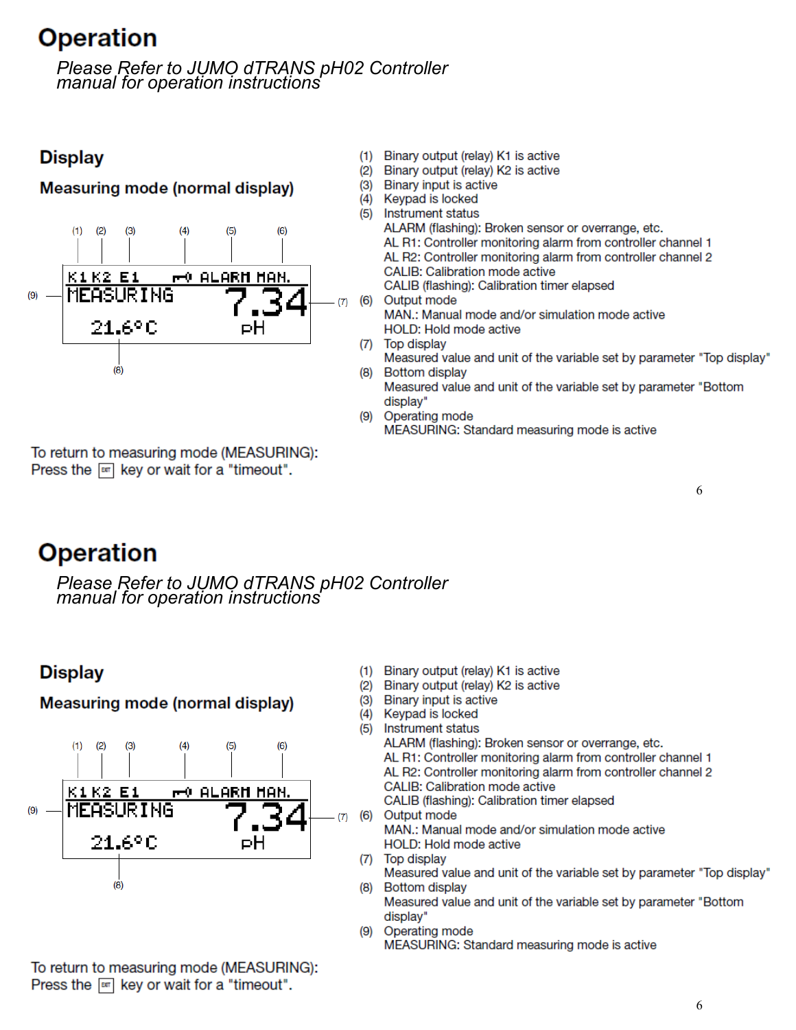# Operation

*Please Refer to JUMO dTRANS pH02 Controller manual for operation instructions*

## Display

### Measuring mode (normal display)

```
(1) (2) (3)      (4)     (5)     (6)
K1  K2  E1       ⊶  ALARM  MAN.
MEASURING              7.34      (7)
(9)
     21.6°C             pH
       (8)
```

(1) Binary output (relay) K1 is active
(2) Binary output (relay) K2 is active
(3) Binary input is active
(4) Keypad is locked
(5) Instrument status
ALARM (flashing): Broken sensor or overrange, etc.
AL R1: Controller monitoring alarm from controller channel 1
AL R2: Controller monitoring alarm from controller channel 2
CALIB: Calibration mode active
CALIB (flashing): Calibration timer elapsed
(6) Output mode
MAN.: Manual mode and/or simulation mode active
HOLD: Hold mode active
(7) Top display
Measured value and unit of the variable set by parameter "Top display"
(8) Bottom display
Measured value and unit of the variable set by parameter "Bottom display"
(9) Operating mode
MEASURING: Standard measuring mode is active

To return to measuring mode (MEASURING):
Press the [EXIT] key or wait for a "timeout".

# Operation

*Please Refer to JUMO dTRANS pH02 Controller manual for operation instructions*

## Display

### Measuring mode (normal display)

```
(1) (2) (3)      (4)     (5)     (6)
K1  K2  E1       ⊶  ALARM  MAN.
MEASURING              7.34      (7)
(9)
     21.6°C             pH
       (8)
```

(1) Binary output (relay) K1 is active
(2) Binary output (relay) K2 is active
(3) Binary input is active
(4) Keypad is locked
(5) Instrument status
ALARM (flashing): Broken sensor or overrange, etc.
AL R1: Controller monitoring alarm from controller channel 1
AL R2: Controller monitoring alarm from controller channel 2
CALIB: Calibration mode active
CALIB (flashing): Calibration timer elapsed
(6) Output mode
MAN.: Manual mode and/or simulation mode active
HOLD: Hold mode active
(7) Top display
Measured value and unit of the variable set by parameter "Top display"
(8) Bottom display
Measured value and unit of the variable set by parameter "Bottom display"
(9) Operating mode
MEASURING: Standard measuring mode is active

To return to measuring mode (MEASURING):
Press the [EXIT] key or wait for a "timeout".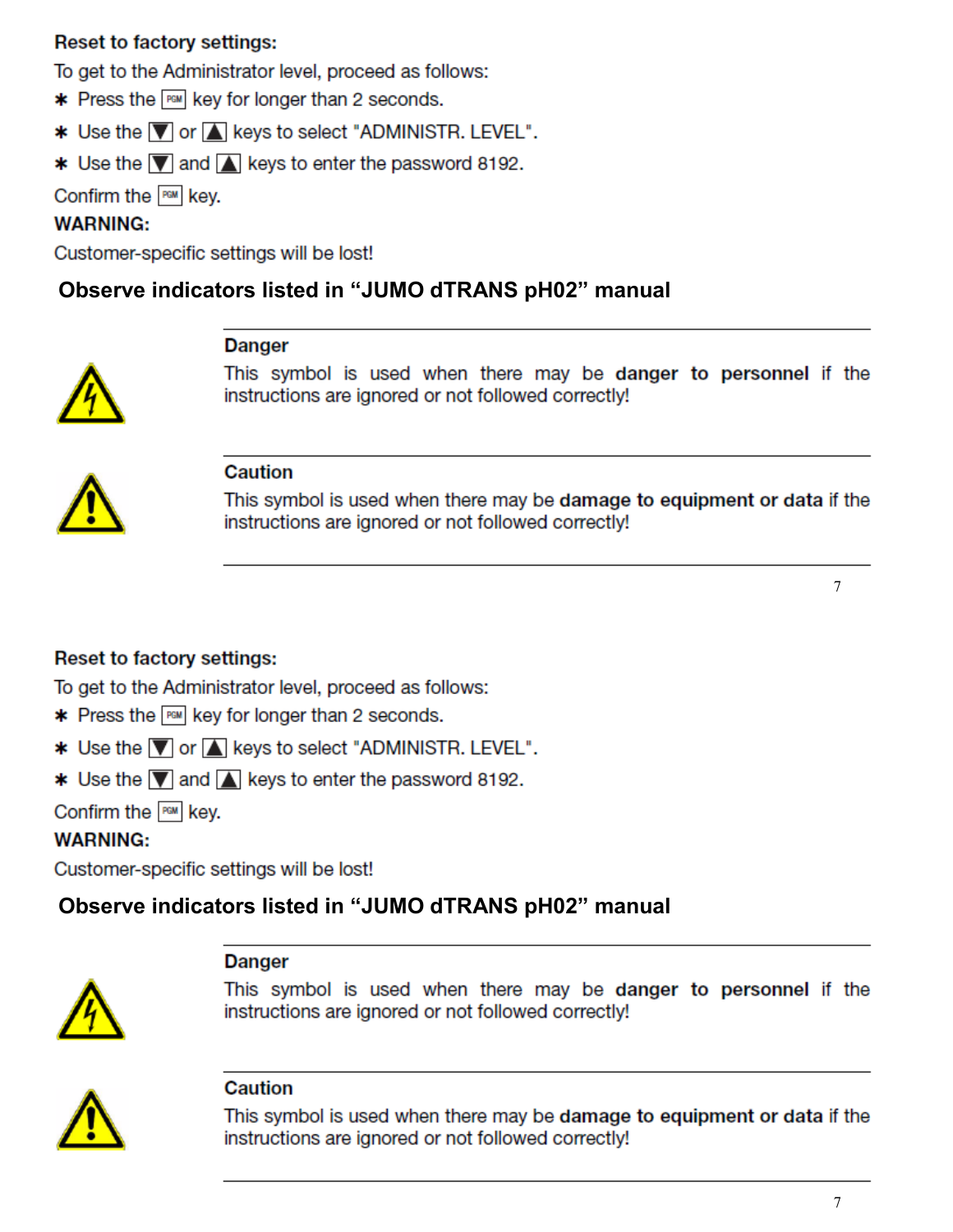**Reset to factory settings:**

To get to the Administrator level, proceed as follows:

* Press the PGM key for longer than 2 seconds.
* Use the ▼ or ▲ keys to select "ADMINISTR. LEVEL".
* Use the ▼ and ▲ keys to enter the password 8192.

Confirm the PGM key.

**WARNING:**

Customer-specific settings will be lost!

**Observe indicators listed in "JUMO dTRANS pH02" manual**

**Danger**

This symbol is used when there may be **danger to personnel** if the instructions are ignored or not followed correctly!

**Caution**

This symbol is used when there may be **damage to equipment or data** if the instructions are ignored or not followed correctly!

**Reset to factory settings:**

To get to the Administrator level, proceed as follows:

* Press the PGM key for longer than 2 seconds.
* Use the ▼ or ▲ keys to select "ADMINISTR. LEVEL".
* Use the ▼ and ▲ keys to enter the password 8192.

Confirm the PGM key.

**WARNING:**

Customer-specific settings will be lost!

**Observe indicators listed in "JUMO dTRANS pH02" manual**

**Danger**

This symbol is used when there may be **danger to personnel** if the instructions are ignored or not followed correctly!

**Caution**

This symbol is used when there may be **damage to equipment or data** if the instructions are ignored or not followed correctly!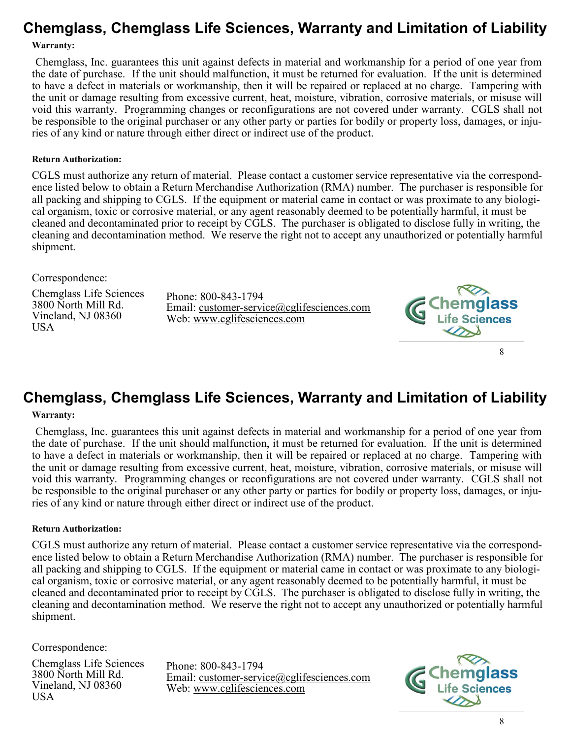# Chemglass, Chemglass Life Sciences, Warranty and Limitation of Liability

**Warranty:**

Chemglass, Inc. guarantees this unit against defects in material and workmanship for a period of one year from the date of purchase. If the unit should malfunction, it must be returned for evaluation. If the unit is determined to have a defect in materials or workmanship, then it will be repaired or replaced at no charge. Tampering with the unit or damage resulting from excessive current, heat, moisture, vibration, corrosive materials, or misuse will void this warranty. Programming changes or reconfigurations are not covered under warranty. CGLS shall not be responsible to the original purchaser or any other party or parties for bodily or property loss, damages, or injuries of any kind or nature through either direct or indirect use of the product.

**Return Authorization:**

CGLS must authorize any return of material. Please contact a customer service representative via the correspondence listed below to obtain a Return Merchandise Authorization (RMA) number. The purchaser is responsible for all packing and shipping to CGLS. If the equipment or material came in contact or was proximate to any biological organism, toxic or corrosive material, or any agent reasonably deemed to be potentially harmful, it must be cleaned and decontaminated prior to receipt by CGLS. The purchaser is obligated to disclose fully in writing, the cleaning and decontamination method. We reserve the right not to accept any unauthorized or potentially harmful shipment.

Correspondence:

Chemglass Life Sciences
3800 North Mill Rd.
Vineland, NJ 08360
USA

Phone: 800-843-1794
Email: customer-service@cglifesciences.com
Web: www.cglifesciences.com

# Chemglass, Chemglass Life Sciences, Warranty and Limitation of Liability

**Warranty:**

Chemglass, Inc. guarantees this unit against defects in material and workmanship for a period of one year from the date of purchase. If the unit should malfunction, it must be returned for evaluation. If the unit is determined to have a defect in materials or workmanship, then it will be repaired or replaced at no charge. Tampering with the unit or damage resulting from excessive current, heat, moisture, vibration, corrosive materials, or misuse will void this warranty. Programming changes or reconfigurations are not covered under warranty. CGLS shall not be responsible to the original purchaser or any other party or parties for bodily or property loss, damages, or injuries of any kind or nature through either direct or indirect use of the product.

**Return Authorization:**

CGLS must authorize any return of material. Please contact a customer service representative via the correspondence listed below to obtain a Return Merchandise Authorization (RMA) number. The purchaser is responsible for all packing and shipping to CGLS. If the equipment or material came in contact or was proximate to any biological organism, toxic or corrosive material, or any agent reasonably deemed to be potentially harmful, it must be cleaned and decontaminated prior to receipt by CGLS. The purchaser is obligated to disclose fully in writing, the cleaning and decontamination method. We reserve the right not to accept any unauthorized or potentially harmful shipment.

Correspondence:

Chemglass Life Sciences
3800 North Mill Rd.
Vineland, NJ 08360
USA

Phone: 800-843-1794
Email: customer-service@cglifesciences.com
Web: www.cglifesciences.com